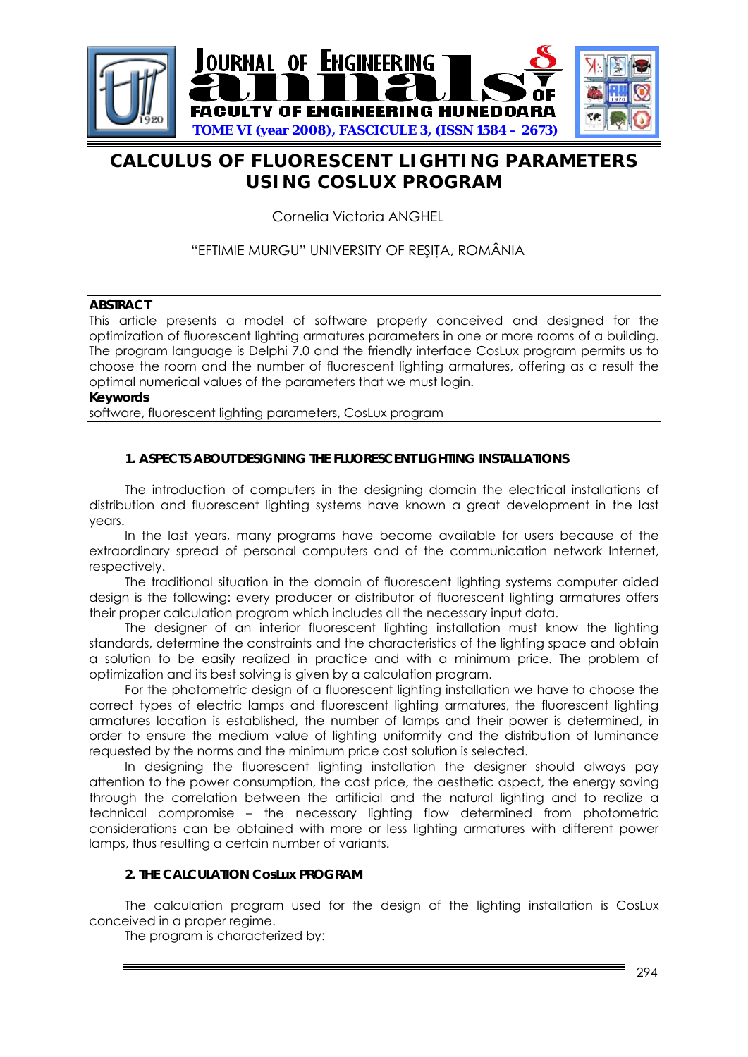# CALCULUS OF FLUORESCENT LIGHTING PARAMETERS USING COSLUX PROGRAM

Cornelia Victoria ANGHEL

"EFTIMIE MURGU" UNIVERSITY OF REŞIŢA, ROMÂNIA

**ABSTRACT**

This article presents a model of software properly conceived and designed for the optimization of fluorescent lighting armatures parameters in one or more rooms of a building. The program language is Delphi 7.0 and the friendly interface CosLux program permits us to choose the room and the number of fluorescent lighting armatures, offering as a result the optimal numerical values of the parameters that we must login.

**Keywords**

software, fluorescent lighting parameters, CosLux program

## 1. ASPECTS ABOUT DESIGNING THE FLUORESCENT LIGHTING INSTALLATIONS

The introduction of computers in the designing domain the electrical installations of distribution and fluorescent lighting systems have known a great development in the last years.

In the last years, many programs have become available for users because of the extraordinary spread of personal computers and of the communication network Internet, respectively.

The traditional situation in the domain of fluorescent lighting systems computer aided design is the following: every producer or distributor of fluorescent lighting armatures offers their proper calculation program which includes all the necessary input data.

The designer of an interior fluorescent lighting installation must know the lighting standards, determine the constraints and the characteristics of the lighting space and obtain a solution to be easily realized in practice and with a minimum price. The problem of optimization and its best solving is given by a calculation program.

For the photometric design of a fluorescent lighting installation we have to choose the correct types of electric lamps and fluorescent lighting armatures, the fluorescent lighting armatures location is established, the number of lamps and their power is determined, in order to ensure the medium value of lighting uniformity and the distribution of luminance requested by the norms and the minimum price cost solution is selected.

In designing the fluorescent lighting installation the designer should always pay attention to the power consumption, the cost price, the aesthetic aspect, the energy saving through the correlation between the artificial and the natural lighting and to realize a technical compromise – the necessary lighting flow determined from photometric considerations can be obtained with more or less lighting armatures with different power lamps, thus resulting a certain number of variants.

## 2. THE CALCULATION CosLux PROGRAM

The calculation program used for the design of the lighting installation is CosLux conceived in a proper regime.

The program is characterized by: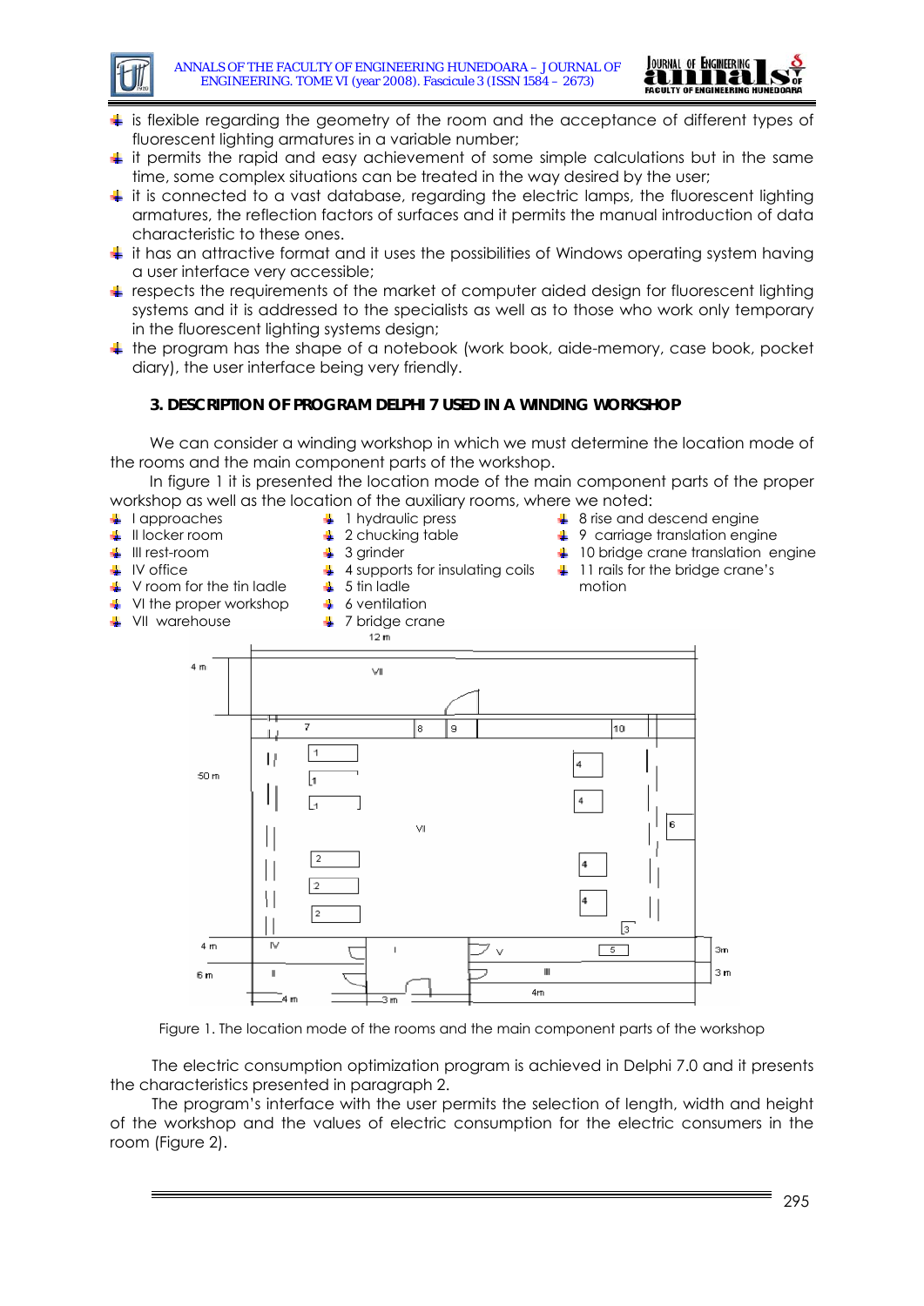- is flexible regarding the geometry of the room and the acceptance of different types of fluorescent lighting armatures in a variable number;
- it permits the rapid and easy achievement of some simple calculations but in the same time, some complex situations can be treated in the way desired by the user;
- it is connected to a vast database, regarding the electric lamps, the fluorescent lighting armatures, the reflection factors of surfaces and it permits the manual introduction of data characteristic to these ones.
- it has an attractive format and it uses the possibilities of Windows operating system having a user interface very accessible;
- respects the requirements of the market of computer aided design for fluorescent lighting systems and it is addressed to the specialists as well as to those who work only temporary in the fluorescent lighting systems design;
- the program has the shape of a notebook (work book, aide-memory, case book, pocket diary), the user interface being very friendly.

## 3. DESCRIPTION OF PROGRAM DELPHI 7 USED IN A WINDING WORKSHOP

We can consider a winding workshop in which we must determine the location mode of the rooms and the main component parts of the workshop.

In figure 1 it is presented the location mode of the main component parts of the proper workshop as well as the location of the auxiliary rooms, where we noted:

- I approaches
- II locker room
- III rest-room
- IV office
- V room for the tin ladle
- VI the proper workshop
- VII warehouse
- 1 hydraulic press
- 2 chucking table
- 3 grinder
- 4 supports for insulating coils
- 5 tin ladle
- 6 ventilation
- 7 bridge crane
- 8 rise and descend engine
- 9 carriage translation engine
- 10 bridge crane translation engine
- 11 rails for the bridge crane's motion

Figure 1. The location mode of the rooms and the main component parts of the workshop

The electric consumption optimization program is achieved in Delphi 7.0 and it presents the characteristics presented in paragraph 2.

The program's interface with the user permits the selection of length, width and height of the workshop and the values of electric consumption for the electric consumers in the room (Figure 2).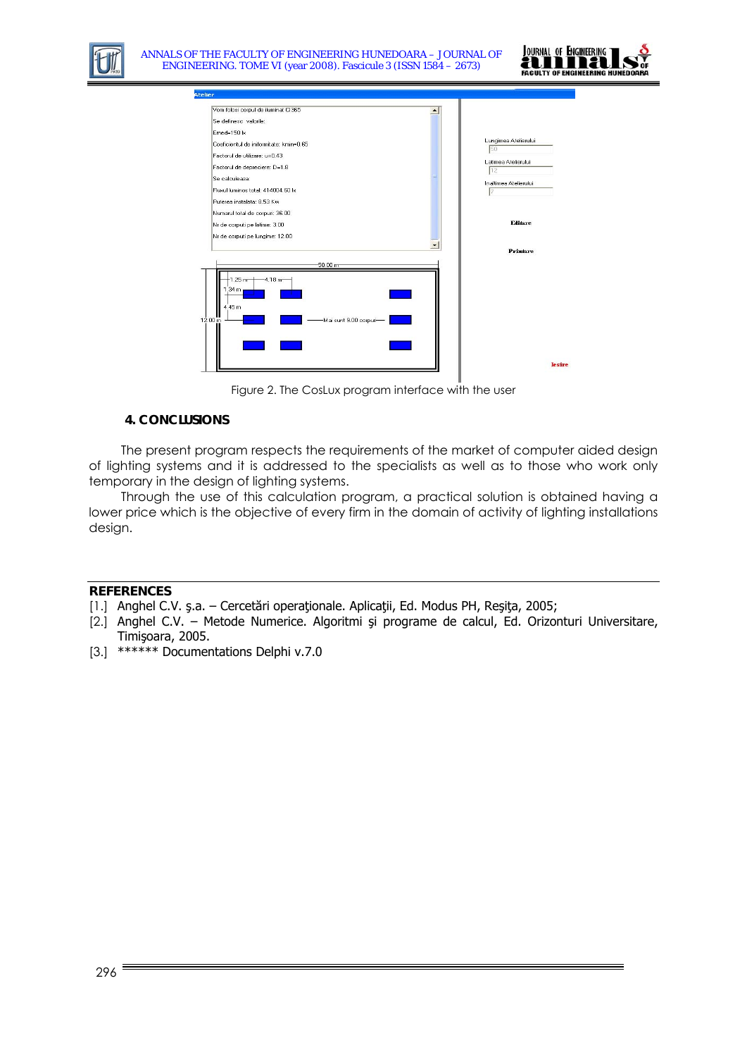Figure 2. The CosLux program interface with the user

## 4. CONCLUSIONS

The present program respects the requirements of the market of computer aided design of lighting systems and it is addressed to the specialists as well as to those who work only temporary in the design of lighting systems.

Through the use of this calculation program, a practical solution is obtained having a lower price which is the objective of every firm in the domain of activity of lighting installations design.

## REFERENCES

[1.] Anghel C.V. ş.a. – Cercetări operaţionale. Aplicaţii, Ed. Modus PH, Reşiţa, 2005;

[2.] Anghel C.V. – Metode Numerice. Algoritmi şi programe de calcul, Ed. Orizonturi Universitare, Timişoara, 2005.

[3.] ****** Documentations Delphi v.7.0